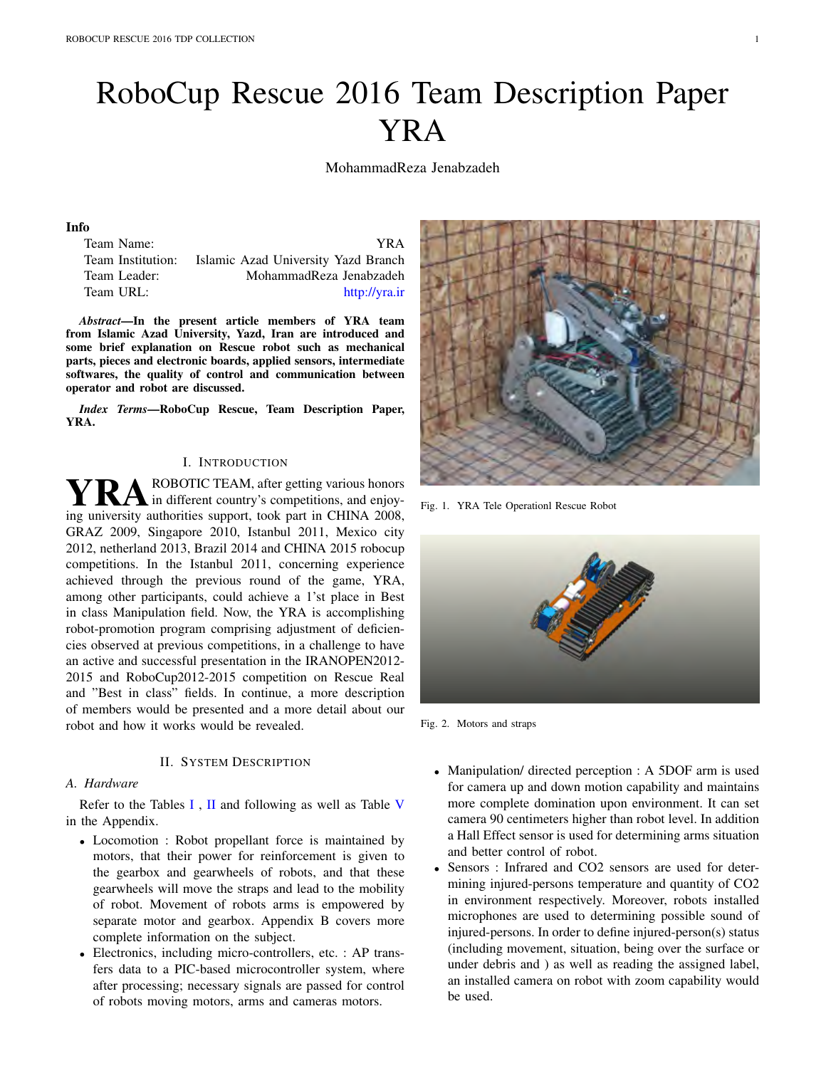# RoboCup Rescue 2016 Team Description Paper YRA

MohammadReza Jenabzadeh

**Info**

| | |
|---|---|
| Team Name: | YRA |
| Team Institution: | Islamic Azad University Yazd Branch |
| Team Leader: | MohammadReza Jenabzadeh |
| Team URL: | http://yra.ir |

***Abstract*—In the present article members of YRA team from Islamic Azad University, Yazd, Iran are introduced and some brief explanation on Rescue robot such as mechanical parts, pieces and electronic boards, applied sensors, intermediate softwares, the quality of control and communication between operator and robot are discussed.**

***Index Terms*—RoboCup Rescue, Team Description Paper, YRA.**

## I. Introduction

YRA ROBOTIC TEAM, after getting various honors in different country's competitions, and enjoying university authorities support, took part in CHINA 2008, GRAZ 2009, Singapore 2010, Istanbul 2011, Mexico city 2012, netherland 2013, Brazil 2014 and CHINA 2015 robocup competitions. In the Istanbul 2011, concerning experience achieved through the previous round of the game, YRA, among other participants, could achieve a 1'st place in Best in class Manipulation field. Now, the YRA is accomplishing robot-promotion program comprising adjustment of deficiencies observed at previous competitions, in a challenge to have an active and successful presentation in the IRANOPEN2012-2015 and RoboCup2012-2015 competition on Rescue Real and "Best in class" fields. In continue, a more description of members would be presented and a more detail about our robot and how it works would be revealed.

## II. System Description

### A. Hardware

Refer to the Tables I , II and following as well as Table V in the Appendix.

- Locomotion : Robot propellant force is maintained by motors, that their power for reinforcement is given to the gearbox and gearwheels of robots, and that these gearwheels will move the straps and lead to the mobility of robot. Movement of robots arms is empowered by separate motor and gearbox. Appendix B covers more complete information on the subject.
- Electronics, including micro-controllers, etc. : AP transfers data to a PIC-based microcontroller system, where after processing; necessary signals are passed for control of robots moving motors, arms and cameras motors.

Fig. 1. YRA Tele Operationl Rescue Robot

Fig. 2. Motors and straps

- Manipulation/ directed perception : A 5DOF arm is used for camera up and down motion capability and maintains more complete domination upon environment. It can set camera 90 centimeters higher than robot level. In addition a Hall Effect sensor is used for determining arms situation and better control of robot.
- Sensors : Infrared and CO2 sensors are used for determining injured-persons temperature and quantity of CO2 in environment respectively. Moreover, robots installed microphones are used to determining possible sound of injured-persons. In order to define injured-person(s) status (including movement, situation, being over the surface or under debris and ) as well as reading the assigned label, an installed camera on robot with zoom capability would be used.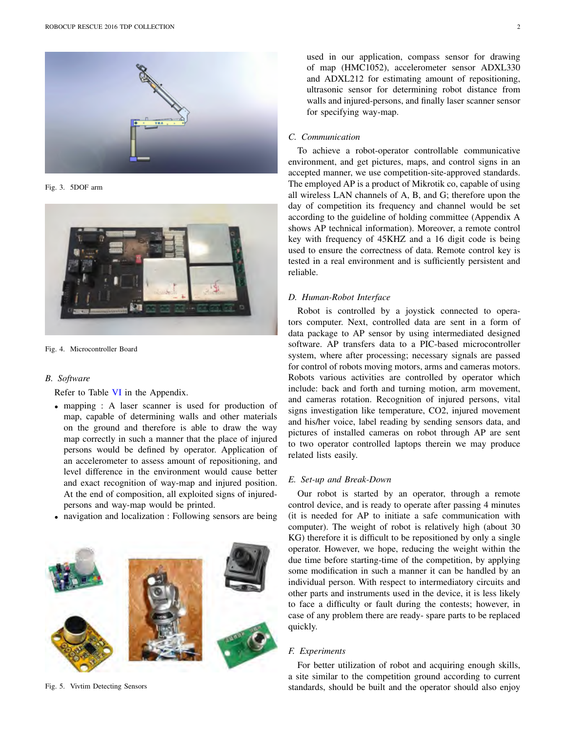Fig. 3. 5DOF arm

Fig. 4. Microcontroller Board

### B. Software

Refer to Table VI in the Appendix.

- mapping : A laser scanner is used for production of map, capable of determining walls and other materials on the ground and therefore is able to draw the way map correctly in such a manner that the place of injured persons would be defined by operator. Application of an accelerometer to assess amount of repositioning, and level difference in the environment would cause better and exact recognition of way-map and injured position. At the end of composition, all exploited signs of injured-persons and way-map would be printed.
- navigation and localization : Following sensors are being used in our application, compass sensor for drawing of map (HMC1052), accelerometer sensor ADXL330 and ADXL212 for estimating amount of repositioning, ultrasonic sensor for determining robot distance from walls and injured-persons, and finally laser scanner sensor for specifying way-map.

Fig. 5. Vivtim Detecting Sensors

### C. Communication

To achieve a robot-operator controllable communicative environment, and get pictures, maps, and control signs in an accepted manner, we use competition-site-approved standards. The employed AP is a product of Mikrotik co, capable of using all wireless LAN channels of A, B, and G; therefore upon the day of competition its frequency and channel would be set according to the guideline of holding committee (Appendix A shows AP technical information). Moreover, a remote control key with frequency of 45KHZ and a 16 digit code is being used to ensure the correctness of data. Remote control key is tested in a real environment and is sufficiently persistent and reliable.

### D. Human-Robot Interface

Robot is controlled by a joystick connected to operators computer. Next, controlled data are sent in a form of data package to AP sensor by using intermediated designed software. AP transfers data to a PIC-based microcontroller system, where after processing; necessary signals are passed for control of robots moving motors, arms and cameras motors. Robots various activities are controlled by operator which include: back and forth and turning motion, arm movement, and cameras rotation. Recognition of injured persons, vital signs investigation like temperature, CO2, injured movement and his/her voice, label reading by sending sensors data, and pictures of installed cameras on robot through AP are sent to two operator controlled laptops therein we may produce related lists easily.

### E. Set-up and Break-Down

Our robot is started by an operator, through a remote control device, and is ready to operate after passing 4 minutes (it is needed for AP to initiate a safe communication with computer). The weight of robot is relatively high (about 30 KG) therefore it is difficult to be repositioned by only a single operator. However, we hope, reducing the weight within the due time before starting-time of the competition, by applying some modification in such a manner it can be handled by an individual person. With respect to intermediatory circuits and other parts and instruments used in the device, it is less likely to face a difficulty or fault during the contests; however, in case of any problem there are ready- spare parts to be replaced quickly.

### F. Experiments

For better utilization of robot and acquiring enough skills, a site similar to the competition ground according to current standards, should be built and the operator should also enjoy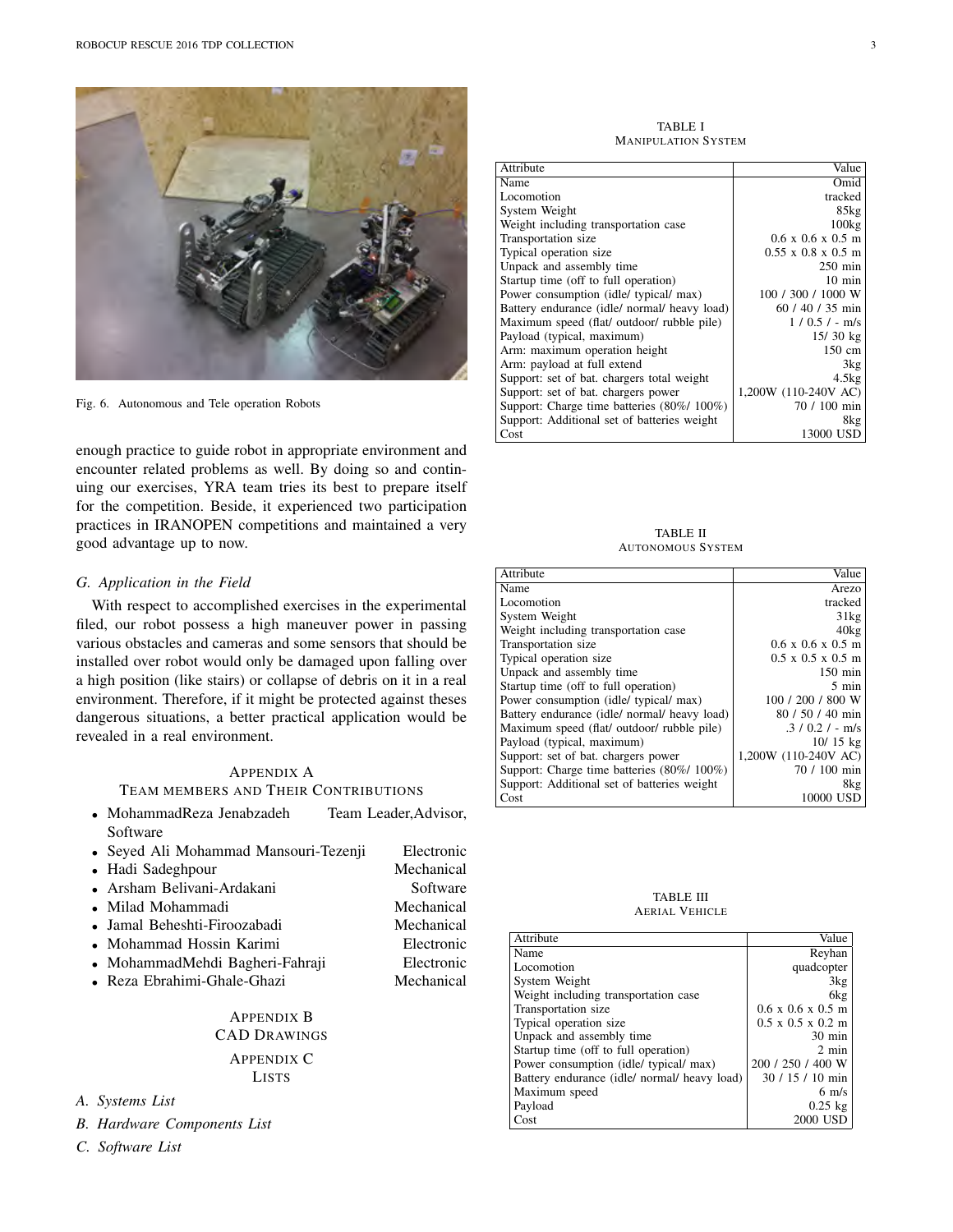Fig. 6. Autonomous and Tele operation Robots

enough practice to guide robot in appropriate environment and encounter related problems as well. By doing so and continuing our exercises, YRA team tries its best to prepare itself for the competition. Beside, it experienced two participation practices in IRANOPEN competitions and maintained a very good advantage up to now.

### *G. Application in the Field*

With respect to accomplished exercises in the experimental filed, our robot possess a high maneuver power in passing various obstacles and cameras and some sensors that should be installed over robot would only be damaged upon falling over a high position (like stairs) or collapse of debris on it in a real environment. Therefore, if it might be protected against theses dangerous situations, a better practical application would be revealed in a real environment.

## APPENDIX A
## TEAM MEMBERS AND THEIR CONTRIBUTIONS

- MohammadReza Jenabzadeh — Team Leader,Advisor, Software
- Seyed Ali Mohammad Mansouri-Tezenji — Electronic
- Hadi Sadeghpour — Mechanical
- Arsham Belivani-Ardakani — Software
- Milad Mohammadi — Mechanical
- Jamal Beheshti-Firoozabadi — Mechanical
- Mohammad Hossin Karimi — Electronic
- MohammadMehdi Bagheri-Fahraji — Electronic
- Reza Ebrahimi-Ghale-Ghazi — Mechanical

## APPENDIX B
## CAD DRAWINGS

## APPENDIX C
## LISTS

### *A. Systems List*

### *B. Hardware Components List*

### *C. Software List*

TABLE I
MANIPULATION SYSTEM

| Attribute | Value |
|---|---|
| Name | Omid |
| Locomotion | tracked |
| System Weight | 85kg |
| Weight including transportation case | 100kg |
| Transportation size | 0.6 x 0.6 x 0.5 m |
| Typical operation size | 0.55 x 0.8 x 0.5 m |
| Unpack and assembly time | 250 min |
| Startup time (off to full operation) | 10 min |
| Power consumption (idle/ typical/ max) | 100 / 300 / 1000 W |
| Battery endurance (idle/ normal/ heavy load) | 60 / 40 / 35 min |
| Maximum speed (flat/ outdoor/ rubble pile) | 1 / 0.5 / - m/s |
| Payload (typical, maximum) | 15/ 30 kg |
| Arm: maximum operation height | 150 cm |
| Arm: payload at full extend | 3kg |
| Support: set of bat. chargers total weight | 4.5kg |
| Support: set of bat. chargers power | 1,200W (110-240V AC) |
| Support: Charge time batteries (80%/ 100%) | 70 / 100 min |
| Support: Additional set of batteries weight | 8kg |
| Cost | 13000 USD |

TABLE II
AUTONOMOUS SYSTEM

| Attribute | Value |
|---|---|
| Name | Arezo |
| Locomotion | tracked |
| System Weight | 31kg |
| Weight including transportation case | 40kg |
| Transportation size | 0.6 x 0.6 x 0.5 m |
| Typical operation size | 0.5 x 0.5 x 0.5 m |
| Unpack and assembly time | 150 min |
| Startup time (off to full operation) | 5 min |
| Power consumption (idle/ typical/ max) | 100 / 200 / 800 W |
| Battery endurance (idle/ normal/ heavy load) | 80 / 50 / 40 min |
| Maximum speed (flat/ outdoor/ rubble pile) | .3 / 0.2 / - m/s |
| Payload (typical, maximum) | 10/ 15 kg |
| Support: set of bat. chargers power | 1,200W (110-240V AC) |
| Support: Charge time batteries (80%/ 100%) | 70 / 100 min |
| Support: Additional set of batteries weight | 8kg |
| Cost | 10000 USD |

TABLE III
AERIAL VEHICLE

| Attribute | Value |
|---|---|
| Name | Reyhan |
| Locomotion | quadcopter |
| System Weight | 3kg |
| Weight including transportation case | 6kg |
| Transportation size | 0.6 x 0.6 x 0.5 m |
| Typical operation size | 0.5 x 0.5 x 0.2 m |
| Unpack and assembly time | 30 min |
| Startup time (off to full operation) | 2 min |
| Power consumption (idle/ typical/ max) | 200 / 250 / 400 W |
| Battery endurance (idle/ normal/ heavy load) | 30 / 15 / 10 min |
| Maximum speed | 6 m/s |
| Payload | 0.25 kg |
| Cost | 2000 USD |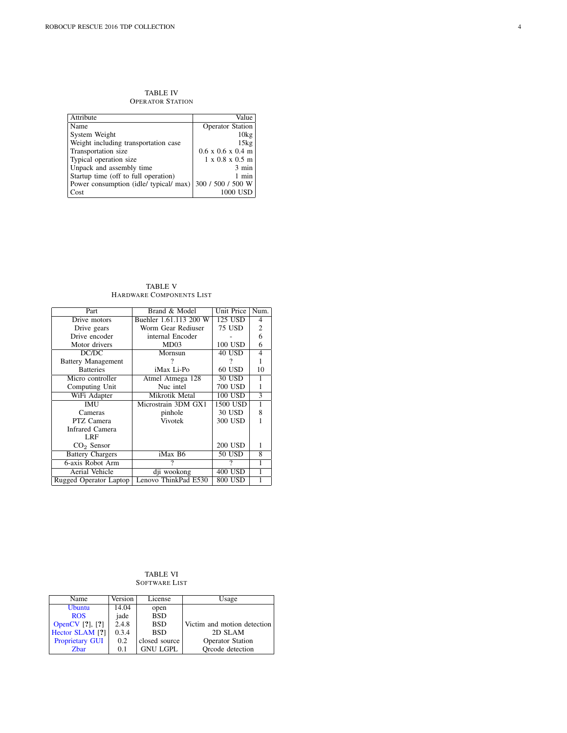TABLE IV

OPERATOR STATION

| Attribute | Value |
| --- | --- |
| Name | Operator Station |
| System Weight | 10kg |
| Weight including transportation case | 15kg |
| Transportation size | 0.6 x 0.6 x 0.4 m |
| Typical operation size | 1 x 0.8 x 0.5 m |
| Unpack and assembly time | 3 min |
| Startup time (off to full operation) | 1 min |
| Power consumption (idle/ typical/ max) | 300 / 500 / 500 W |
| Cost | 1000 USD |

TABLE V

HARDWARE COMPONENTS LIST

| Part | Brand & Model | Unit Price | Num. |
| --- | --- | --- | --- |
| Drive motors | Buehler 1.61.113 200 W | 125 USD | 4 |
| Drive gears | Worm Gear Rediuser | 75 USD | 2 |
| Drive encoder | internal Encoder | - | 6 |
| Motor drivers | MD03 | 100 USD | 6 |
| DC/DC | Mornsun | 40 USD | 4 |
| Battery Management | ? | ? | 1 |
| Batteries | iMax Li-Po | 60 USD | 10 |
| Micro controller | Atmel Atmega 128 | 30 USD | 1 |
| Computing Unit | Nuc intel | 700 USD | 1 |
| WiFi Adapter | Mikrotik Metal | 100 USD | 3 |
| IMU | Microstrain 3DM GX1 | 1500 USD | 1 |
| Cameras | pinhole | 30 USD | 8 |
| PTZ Camera | Vivotek | 300 USD | 1 |
| Infrared Camera | | | |
| LRF | | | |
| $CO_2$ Sensor | | 200 USD | 1 |
| Battery Chargers | iMax B6 | 50 USD | 8 |
| 6-axis Robot Arm | ? | ? | 1 |
| Aerial Vehicle | dji wookong | 400 USD | 1 |
| Rugged Operator Laptop | Lenovo ThinkPad E530 | 800 USD | 1 |

TABLE VI

SOFTWARE LIST

| Name | Version | License | Usage |
| --- | --- | --- | --- |
| Ubuntu | 14.04 | open | |
| ROS | jade | BSD | |
| OpenCV [?], [?] | 2.4.8 | BSD | Victim and motion detection |
| Hector SLAM [?] | 0.3.4 | BSD | 2D SLAM |
| Proprietary GUI | 0.2 | closed source | Operator Station |
| Zbar | 0.1 | GNU LGPL | Qrcode detection |